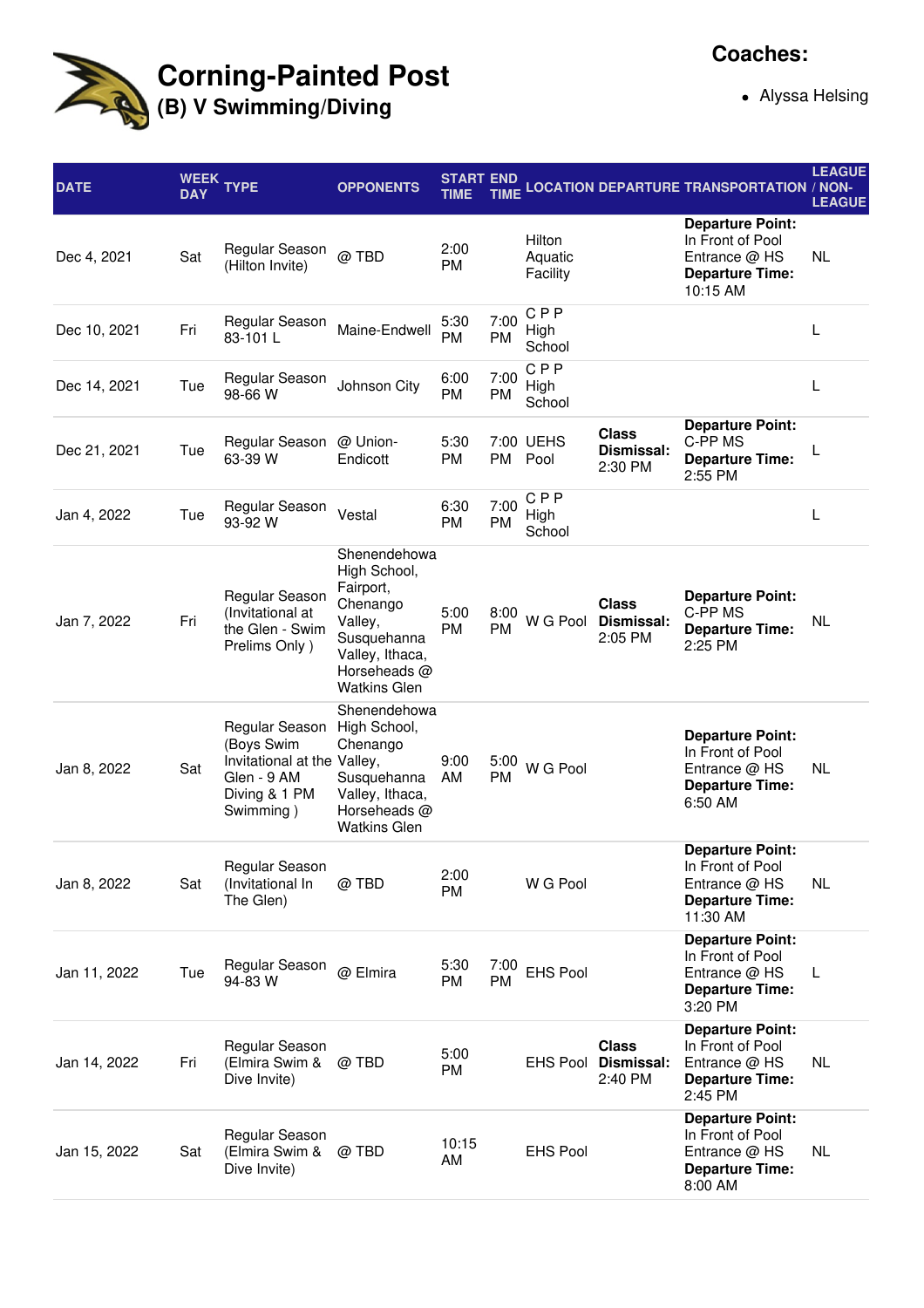# Corning-Painted Post

## (B) V Swimming/Diving

**Coaches:**

- Alyssa Helsing

| DATE | WEEK DAY | TYPE | OPPONENTS | START TIME | END TIME | LOCATION | DEPARTURE | TRANSPORTATION | LEAGUE / NON-LEAGUE |
|---|---|---|---|---|---|---|---|---|---|
| Dec 4, 2021 | Sat | Regular Season (Hilton Invite) | @ TBD | 2:00 PM | | Hilton Aquatic Facility | | **Departure Point:** In Front of Pool Entrance @ HS **Departure Time:** 10:15 AM | NL |
| Dec 10, 2021 | Fri | Regular Season 83-101 L | Maine-Endwell | 5:30 PM | 7:00 PM | C P P High School | | | L |
| Dec 14, 2021 | Tue | Regular Season 98-66 W | Johnson City | 6:00 PM | 7:00 PM | C P P High School | | | L |
| Dec 21, 2021 | Tue | Regular Season 63-39 W | @ Union-Endicott | 5:30 PM | 7:00 PM | UEHS Pool | **Class Dismissal:** 2:30 PM | **Departure Point:** C-PP MS **Departure Time:** 2:55 PM | L |
| Jan 4, 2022 | Tue | Regular Season 93-92 W | Vestal | 6:30 PM | 7:00 PM | C P P High School | | | L |
| Jan 7, 2022 | Fri | Regular Season (Invitational at the Glen - Swim Prelims Only ) | Shenendehowa High School, Fairport, Chenango Valley, Susquehanna Valley, Ithaca, Horseheads @ Watkins Glen | 5:00 PM | 8:00 PM | W G Pool | **Class Dismissal:** 2:05 PM | **Departure Point:** C-PP MS **Departure Time:** 2:25 PM | NL |
| Jan 8, 2022 | Sat | Regular Season (Boys Swim Invitational at the Glen - 9 AM Diving & 1 PM Swimming ) | Shenendehowa High School, Chenango Valley, Susquehanna Valley, Ithaca, Horseheads @ Watkins Glen | 9:00 AM | 5:00 PM | W G Pool | | **Departure Point:** In Front of Pool Entrance @ HS **Departure Time:** 6:50 AM | NL |
| Jan 8, 2022 | Sat | Regular Season (Invitational In The Glen) | @ TBD | 2:00 PM | | W G Pool | | **Departure Point:** In Front of Pool Entrance @ HS **Departure Time:** 11:30 AM | NL |
| Jan 11, 2022 | Tue | Regular Season 94-83 W | @ Elmira | 5:30 PM | 7:00 PM | EHS Pool | | **Departure Point:** In Front of Pool Entrance @ HS **Departure Time:** 3:20 PM | L |
| Jan 14, 2022 | Fri | Regular Season (Elmira Swim & Dive Invite) | @ TBD | 5:00 PM | | EHS Pool | **Class Dismissal:** 2:40 PM | **Departure Point:** In Front of Pool Entrance @ HS **Departure Time:** 2:45 PM | NL |
| Jan 15, 2022 | Sat | Regular Season (Elmira Swim & Dive Invite) | @ TBD | 10:15 AM | | EHS Pool | | **Departure Point:** In Front of Pool Entrance @ HS **Departure Time:** 8:00 AM | NL |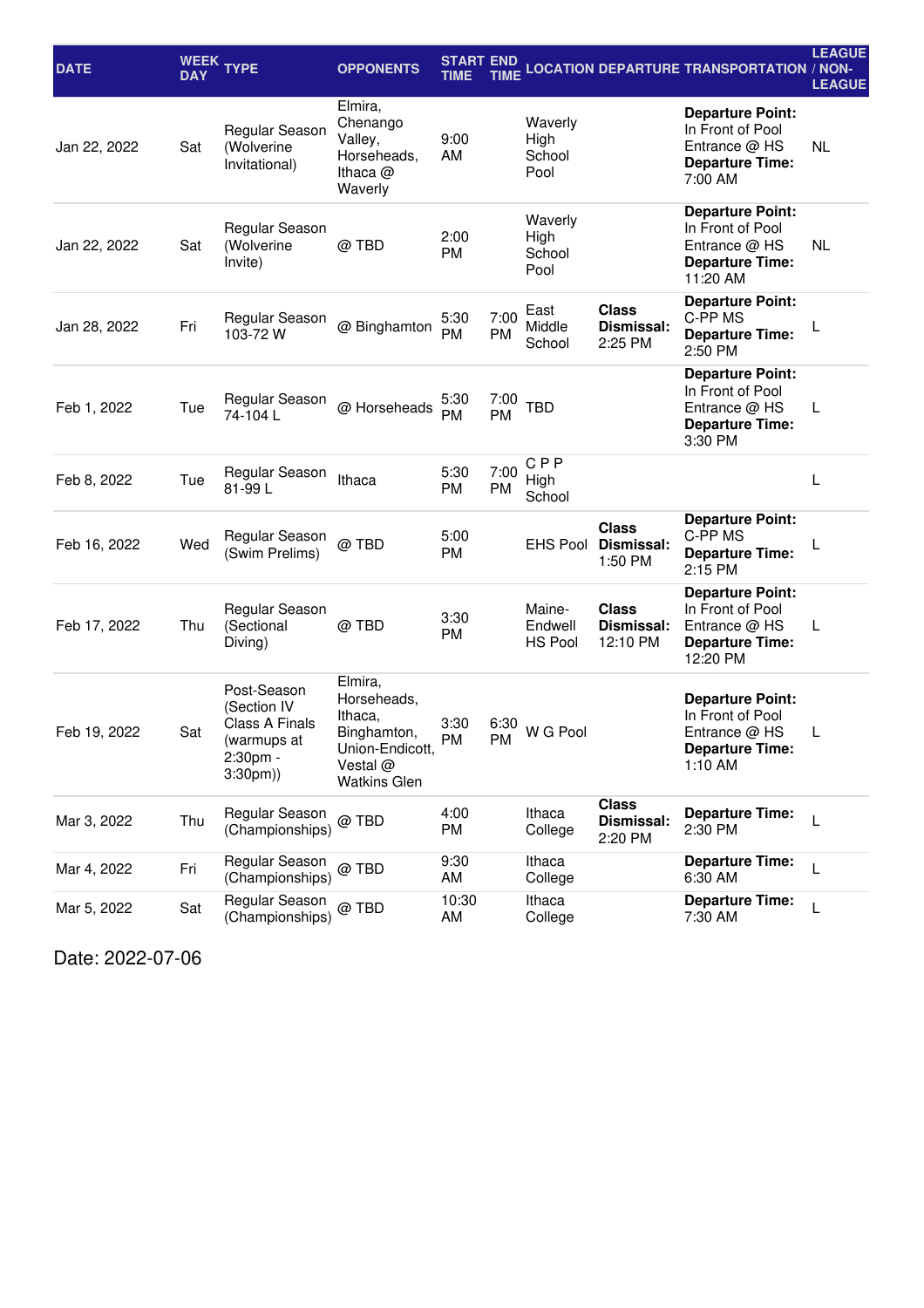| DATE | WEEK DAY | TYPE | OPPONENTS | START TIME | END TIME | LOCATION | DEPARTURE | TRANSPORTATION | LEAGUE / NON-LEAGUE |
|---|---|---|---|---|---|---|---|---|---|
| Jan 22, 2022 | Sat | Regular Season (Wolverine Invitational) | Elmira, Chenango Valley, Horseheads, Ithaca @ Waverly | 9:00 AM | | Waverly High School Pool | | **Departure Point:** In Front of Pool Entrance @ HS **Departure Time:** 7:00 AM | NL |
| Jan 22, 2022 | Sat | Regular Season (Wolverine Invite) | @ TBD | 2:00 PM | | Waverly High School Pool | | **Departure Point:** In Front of Pool Entrance @ HS **Departure Time:** 11:20 AM | NL |
| Jan 28, 2022 | Fri | Regular Season 103-72 W | @ Binghamton | 5:30 PM | 7:00 PM | East Middle School | **Class Dismissal:** 2:25 PM | **Departure Point:** C-PP MS **Departure Time:** 2:50 PM | L |
| Feb 1, 2022 | Tue | Regular Season 74-104 L | @ Horseheads | 5:30 PM | 7:00 PM | TBD | | **Departure Point:** In Front of Pool Entrance @ HS **Departure Time:** 3:30 PM | L |
| Feb 8, 2022 | Tue | Regular Season 81-99 L | Ithaca | 5:30 PM | 7:00 PM | C P P High School | | | L |
| Feb 16, 2022 | Wed | Regular Season (Swim Prelims) | @ TBD | 5:00 PM | | EHS Pool | **Class Dismissal:** 1:50 PM | **Departure Point:** C-PP MS **Departure Time:** 2:15 PM | L |
| Feb 17, 2022 | Thu | Regular Season (Sectional Diving) | @ TBD | 3:30 PM | | Maine-Endwell HS Pool | **Class Dismissal:** 12:10 PM | **Departure Point:** In Front of Pool Entrance @ HS **Departure Time:** 12:20 PM | L |
| Feb 19, 2022 | Sat | Post-Season (Section IV Class A Finals (warmups at 2:30pm - 3:30pm)) | Elmira, Horseheads, Ithaca, Binghamton, Union-Endicott, Vestal @ Watkins Glen | 3:30 PM | 6:30 PM | W G Pool | | **Departure Point:** In Front of Pool Entrance @ HS **Departure Time:** 1:10 AM | L |
| Mar 3, 2022 | Thu | Regular Season (Championships) | @ TBD | 4:00 PM | | Ithaca College | **Class Dismissal:** 2:20 PM | **Departure Time:** 2:30 PM | L |
| Mar 4, 2022 | Fri | Regular Season (Championships) | @ TBD | 9:30 AM | | Ithaca College | | **Departure Time:** 6:30 AM | L |
| Mar 5, 2022 | Sat | Regular Season (Championships) | @ TBD | 10:30 AM | | Ithaca College | | **Departure Time:** 7:30 AM | L |

Date: 2022-07-06